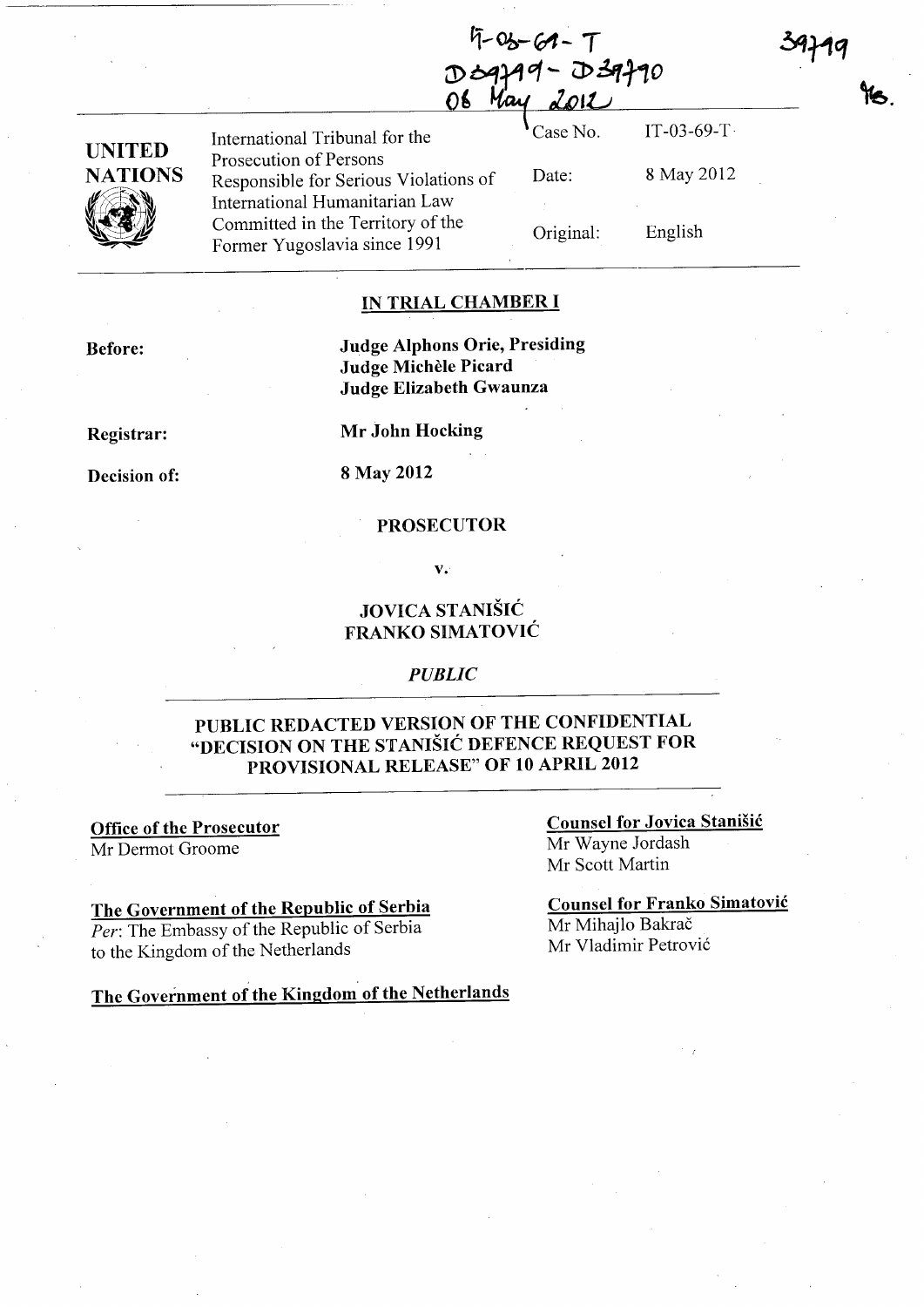IT-03-69-T
D39799 - D39790
08 May 2012

39799

MB.

| UNITED NATIONS | International Tribunal for the Prosecution of Persons Responsible for Serious Violations of International Humanitarian Law Committed in the Territory of the Former Yugoslavia since 1991 | Case No. | IT-03-69-T |
|---|---|---|---|
| | | Date: | 8 May 2012 |
| | | Original: | English |

## IN TRIAL CHAMBER I

**Before:** **Judge Alphons Orie, Presiding**
**Judge Michèle Picard**
**Judge Elizabeth Gwaunza**

**Registrar:** **Mr John Hocking**

**Decision of:** **8 May 2012**

**PROSECUTOR**

**v.**

**JOVICA STANIŠIĆ**
**FRANKO SIMATOVIĆ**

***PUBLIC***

## PUBLIC REDACTED VERSION OF THE CONFIDENTIAL "DECISION ON THE STANIŠIĆ DEFENCE REQUEST FOR PROVISIONAL RELEASE" OF 10 APRIL 2012

**Office of the Prosecutor**
Mr Dermot Groome

**The Government of the Republic of Serbia**
*Per*: The Embassy of the Republic of Serbia to the Kingdom of the Netherlands

**The Government of the Kingdom of the Netherlands**

**Counsel for Jovica Stanišić**
Mr Wayne Jordash
Mr Scott Martin

**Counsel for Franko Simatović**
Mr Mihajlo Bakrač
Mr Vladimir Petrović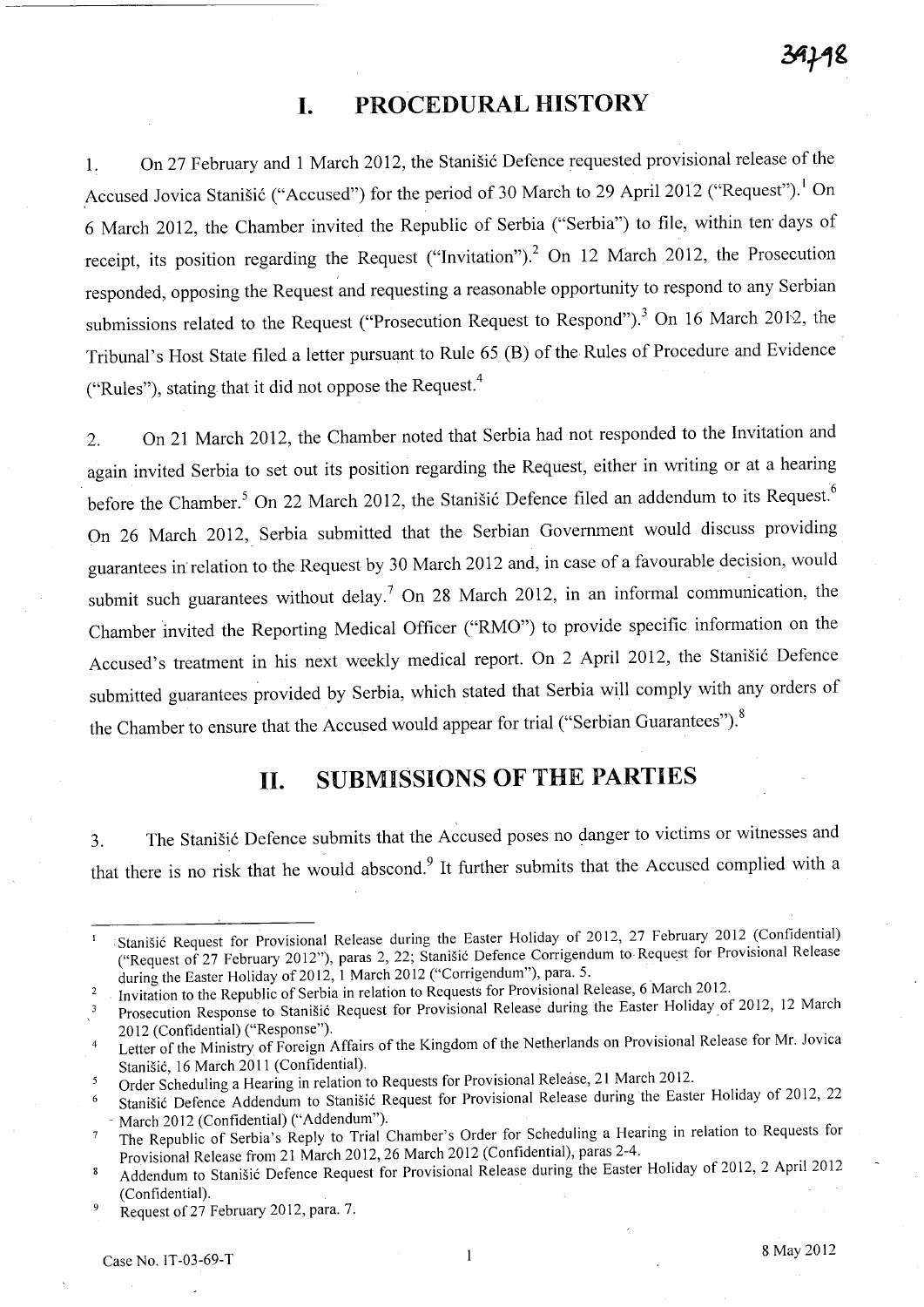# I. PROCEDURAL HISTORY

1. On 27 February and 1 March 2012, the Stanišić Defence requested provisional release of the Accused Jovica Stanišić ("Accused") for the period of 30 March to 29 April 2012 ("Request").[1] On 6 March 2012, the Chamber invited the Republic of Serbia ("Serbia") to file, within ten days of receipt, its position regarding the Request ("Invitation").[2] On 12 March 2012, the Prosecution responded, opposing the Request and requesting a reasonable opportunity to respond to any Serbian submissions related to the Request ("Prosecution Request to Respond").[3] On 16 March 2012, the Tribunal's Host State filed a letter pursuant to Rule 65 (B) of the Rules of Procedure and Evidence ("Rules"), stating that it did not oppose the Request.[4]

2. On 21 March 2012, the Chamber noted that Serbia had not responded to the Invitation and again invited Serbia to set out its position regarding the Request, either in writing or at a hearing before the Chamber.[5] On 22 March 2012, the Stanišić Defence filed an addendum to its Request.[6] On 26 March 2012, Serbia submitted that the Serbian Government would discuss providing guarantees in relation to the Request by 30 March 2012 and, in case of a favourable decision, would submit such guarantees without delay.[7] On 28 March 2012, in an informal communication, the Chamber invited the Reporting Medical Officer ("RMO") to provide specific information on the Accused's treatment in his next weekly medical report. On 2 April 2012, the Stanišić Defence submitted guarantees provided by Serbia, which stated that Serbia will comply with any orders of the Chamber to ensure that the Accused would appear for trial ("Serbian Guarantees").[8]

# II. SUBMISSIONS OF THE PARTIES

3. The Stanišić Defence submits that the Accused poses no danger to victims or witnesses and that there is no risk that he would abscond.[9] It further submits that the Accused complied with a

---

[1] Stanišić Request for Provisional Release during the Easter Holiday of 2012, 27 February 2012 (Confidential) ("Request of 27 February 2012"), paras 2, 22; Stanišić Defence Corrigendum to Request for Provisional Release during the Easter Holiday of 2012, 1 March 2012 ("Corrigendum"), para. 5.

[2] Invitation to the Republic of Serbia in relation to Requests for Provisional Release, 6 March 2012.

[3] Prosecution Response to Stanišić Request for Provisional Release during the Easter Holiday of 2012, 12 March 2012 (Confidential) ("Response").

[4] Letter of the Ministry of Foreign Affairs of the Kingdom of the Netherlands on Provisional Release for Mr. Jovica Stanišić, 16 March 2011 (Confidential).

[5] Order Scheduling a Hearing in relation to Requests for Provisional Release, 21 March 2012.

[6] Stanišić Defence Addendum to Stanišić Request for Provisional Release during the Easter Holiday of 2012, 22 March 2012 (Confidential) ("Addendum").

[7] The Republic of Serbia's Reply to Trial Chamber's Order for Scheduling a Hearing in relation to Requests for Provisional Release from 21 March 2012, 26 March 2012 (Confidential), paras 2-4.

[8] Addendum to Stanišić Defence Request for Provisional Release during the Easter Holiday of 2012, 2 April 2012 (Confidential).

[9] Request of 27 February 2012, para. 7.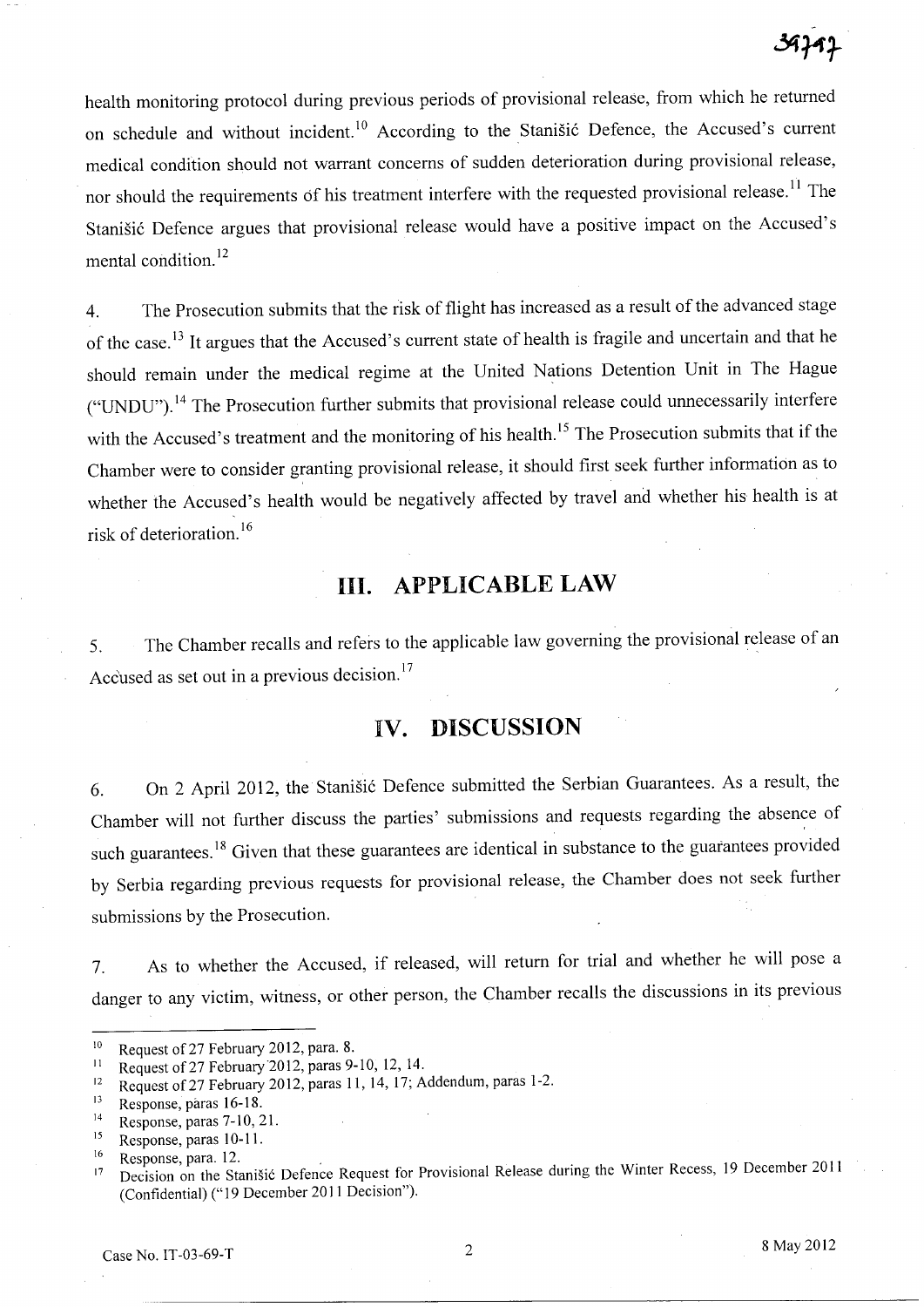health monitoring protocol during previous periods of provisional release, from which he returned on schedule and without incident.[10] According to the Stanišić Defence, the Accused's current medical condition should not warrant concerns of sudden deterioration during provisional release, nor should the requirements of his treatment interfere with the requested provisional release.[11] The Stanišić Defence argues that provisional release would have a positive impact on the Accused's mental condition.[12]

4. The Prosecution submits that the risk of flight has increased as a result of the advanced stage of the case.[13] It argues that the Accused's current state of health is fragile and uncertain and that he should remain under the medical regime at the United Nations Detention Unit in The Hague ("UNDU").[14] The Prosecution further submits that provisional release could unnecessarily interfere with the Accused's treatment and the monitoring of his health.[15] The Prosecution submits that if the Chamber were to consider granting provisional release, it should first seek further information as to whether the Accused's health would be negatively affected by travel and whether his health is at risk of deterioration.[16]

## III. APPLICABLE LAW

5. The Chamber recalls and refers to the applicable law governing the provisional release of an Accused as set out in a previous decision.[17]

## IV. DISCUSSION

6. On 2 April 2012, the Stanišić Defence submitted the Serbian Guarantees. As a result, the Chamber will not further discuss the parties' submissions and requests regarding the absence of such guarantees.[18] Given that these guarantees are identical in substance to the guarantees provided by Serbia regarding previous requests for provisional release, the Chamber does not seek further submissions by the Prosecution.

7. As to whether the Accused, if released, will return for trial and whether he will pose a danger to any victim, witness, or other person, the Chamber recalls the discussions in its previous

---

[10] Request of 27 February 2012, para. 8.

[11] Request of 27 February 2012, paras 9-10, 12, 14.

[12] Request of 27 February 2012, paras 11, 14, 17; Addendum, paras 1-2.

[13] Response, paras 16-18.

[14] Response, paras 7-10, 21.

[15] Response, paras 10-11.

[16] Response, para. 12.

[17] Decision on the Stanišić Defence Request for Provisional Release during the Winter Recess, 19 December 2011 (Confidential) ("19 December 2011 Decision").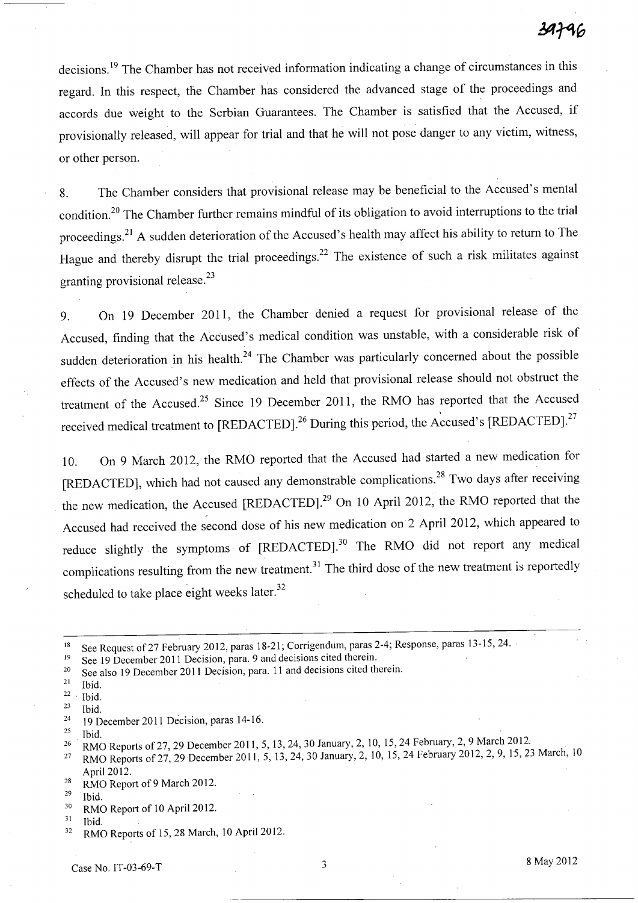decisions.[19] The Chamber has not received information indicating a change of circumstances in this regard. In this respect, the Chamber has considered the advanced stage of the proceedings and accords due weight to the Serbian Guarantees. The Chamber is satisfied that the Accused, if provisionally released, will appear for trial and that he will not pose danger to any victim, witness, or other person.

8. The Chamber considers that provisional release may be beneficial to the Accused's mental condition.[20] The Chamber further remains mindful of its obligation to avoid interruptions to the trial proceedings.[21] A sudden deterioration of the Accused's health may affect his ability to return to The Hague and thereby disrupt the trial proceedings.[22] The existence of such a risk militates against granting provisional release.[23]

9. On 19 December 2011, the Chamber denied a request for provisional release of the Accused, finding that the Accused's medical condition was unstable, with a considerable risk of sudden deterioration in his health.[24] The Chamber was particularly concerned about the possible effects of the Accused's new medication and held that provisional release should not obstruct the treatment of the Accused.[25] Since 19 December 2011, the RMO has reported that the Accused received medical treatment to [REDACTED].[26] During this period, the Accused's [REDACTED].[27]

10. On 9 March 2012, the RMO reported that the Accused had started a new medication for [REDACTED], which had not caused any demonstrable complications.[28] Two days after receiving the new medication, the Accused [REDACTED].[29] On 10 April 2012, the RMO reported that the Accused had received the second dose of his new medication on 2 April 2012, which appeared to reduce slightly the symptoms of [REDACTED].[30] The RMO did not report any medical complications resulting from the new treatment.[31] The third dose of the new treatment is reportedly scheduled to take place eight weeks later.[32]

---

[18] See Request of 27 February 2012, paras 18-21; Corrigendum, paras 2-4; Response, paras 13-15, 24.

[19] See 19 December 2011 Decision, para. 9 and decisions cited therein.

[20] See also 19 December 2011 Decision, para. 11 and decisions cited therein.

[21] Ibid.

[22] Ibid.

[23] Ibid.

[24] 19 December 2011 Decision, paras 14-16.

[25] Ibid.

[26] RMO Reports of 27, 29 December 2011, 5, 13, 24, 30 January, 2, 10, 15, 24 February, 2, 9 March 2012.

[27] RMO Reports of 27, 29 December 2011, 5, 13, 24, 30 January, 2, 10, 15, 24 February 2012, 2, 9, 15, 23 March, 10 April 2012.

[28] RMO Report of 9 March 2012.

[29] Ibid.

[30] RMO Report of 10 April 2012.

[31] Ibid.

[32] RMO Reports of 15, 28 March, 10 April 2012.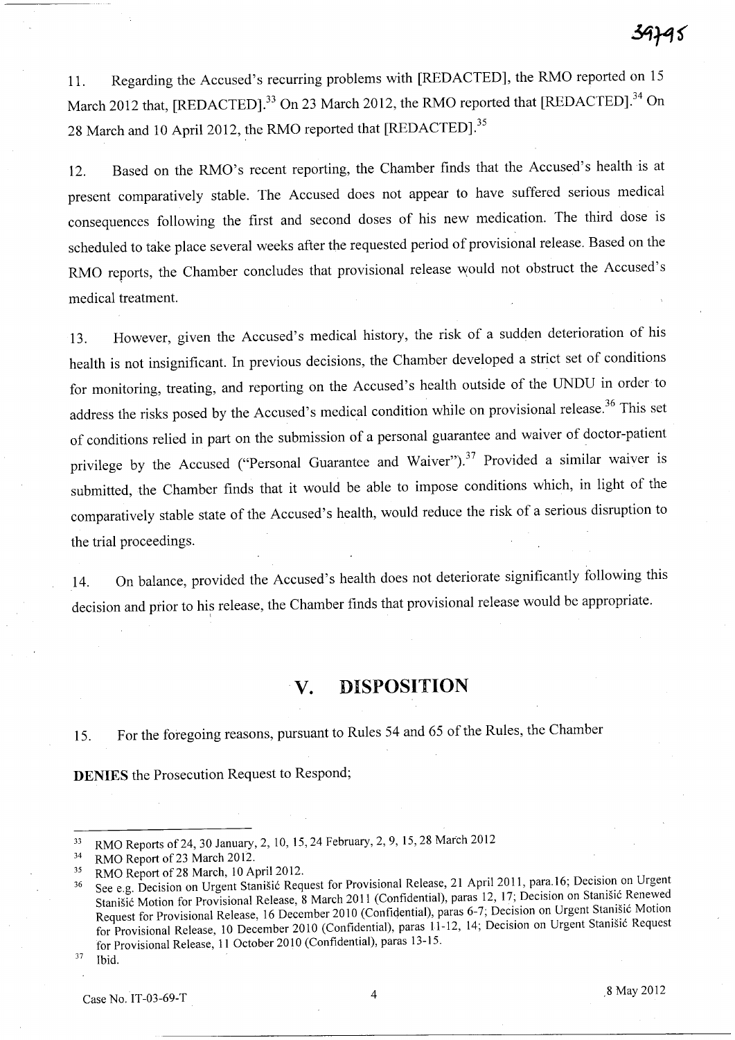11. Regarding the Accused's recurring problems with [REDACTED], the RMO reported on 15 March 2012 that, [REDACTED].[33] On 23 March 2012, the RMO reported that [REDACTED].[34] On 28 March and 10 April 2012, the RMO reported that [REDACTED].[35]

12. Based on the RMO's recent reporting, the Chamber finds that the Accused's health is at present comparatively stable. The Accused does not appear to have suffered serious medical consequences following the first and second doses of his new medication. The third dose is scheduled to take place several weeks after the requested period of provisional release. Based on the RMO reports, the Chamber concludes that provisional release would not obstruct the Accused's medical treatment.

13. However, given the Accused's medical history, the risk of a sudden deterioration of his health is not insignificant. In previous decisions, the Chamber developed a strict set of conditions for monitoring, treating, and reporting on the Accused's health outside of the UNDU in order to address the risks posed by the Accused's medical condition while on provisional release.[36] This set of conditions relied in part on the submission of a personal guarantee and waiver of doctor-patient privilege by the Accused ("Personal Guarantee and Waiver").[37] Provided a similar waiver is submitted, the Chamber finds that it would be able to impose conditions which, in light of the comparatively stable state of the Accused's health, would reduce the risk of a serious disruption to the trial proceedings.

14. On balance, provided the Accused's health does not deteriorate significantly following this decision and prior to his release, the Chamber finds that provisional release would be appropriate.

## V. DISPOSITION

15. For the foregoing reasons, pursuant to Rules 54 and 65 of the Rules, the Chamber

**DENIES** the Prosecution Request to Respond;

---

[33] RMO Reports of 24, 30 January, 2, 10, 15, 24 February, 2, 9, 15, 28 March 2012

[34] RMO Report of 23 March 2012.

[35] RMO Report of 28 March, 10 April 2012.

[36] See e.g. Decision on Urgent Stanišić Request for Provisional Release, 21 April 2011, para.16; Decision on Urgent Stanišić Motion for Provisional Release, 8 March 2011 (Confidential), paras 12, 17; Decision on Stanišić Renewed Request for Provisional Release, 16 December 2010 (Confidential), paras 6-7; Decision on Urgent Stanišić Motion for Provisional Release, 10 December 2010 (Confidential), paras 11-12, 14; Decision on Urgent Stanišić Request for Provisional Release, 11 October 2010 (Confidential), paras 13-15.

[37] Ibid.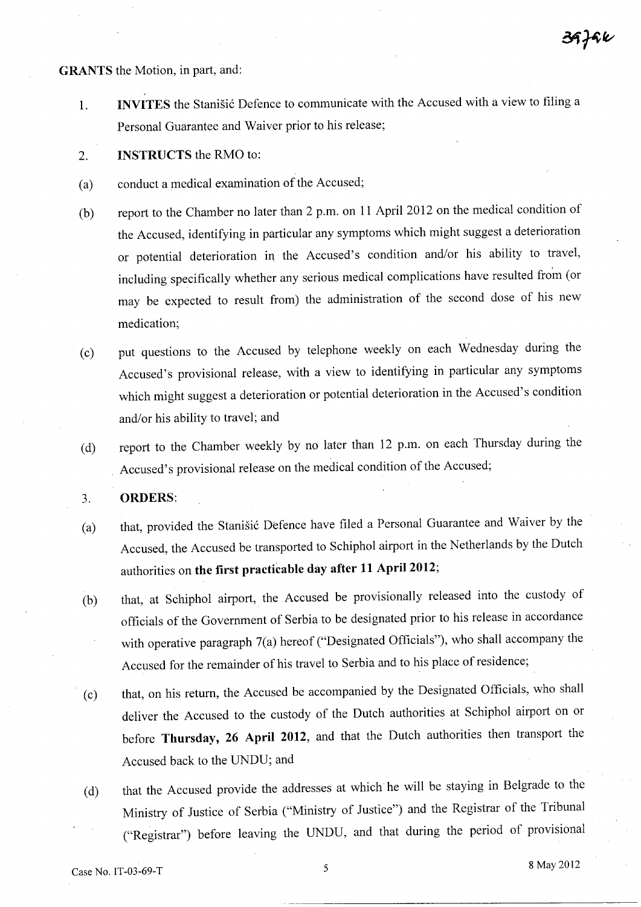**GRANTS** the Motion, in part, and:

1. **INVITES** the Stanišić Defence to communicate with the Accused with a view to filing a Personal Guarantee and Waiver prior to his release;

2. **INSTRUCTS** the RMO to:

(a) conduct a medical examination of the Accused;

(b) report to the Chamber no later than 2 p.m. on 11 April 2012 on the medical condition of the Accused, identifying in particular any symptoms which might suggest a deterioration or potential deterioration in the Accused's condition and/or his ability to travel, including specifically whether any serious medical complications have resulted from (or may be expected to result from) the administration of the second dose of his new medication;

(c) put questions to the Accused by telephone weekly on each Wednesday during the Accused's provisional release, with a view to identifying in particular any symptoms which might suggest a deterioration or potential deterioration in the Accused's condition and/or his ability to travel; and

(d) report to the Chamber weekly by no later than 12 p.m. on each Thursday during the Accused's provisional release on the medical condition of the Accused;

3. **ORDERS**:

(a) that, provided the Stanišić Defence have filed a Personal Guarantee and Waiver by the Accused, the Accused be transported to Schiphol airport in the Netherlands by the Dutch authorities on **the first practicable day after 11 April 2012**;

(b) that, at Schiphol airport, the Accused be provisionally released into the custody of officials of the Government of Serbia to be designated prior to his release in accordance with operative paragraph 7(a) hereof ("Designated Officials"), who shall accompany the Accused for the remainder of his travel to Serbia and to his place of residence;

(c) that, on his return, the Accused be accompanied by the Designated Officials, who shall deliver the Accused to the custody of the Dutch authorities at Schiphol airport on or before **Thursday, 26 April 2012**, and that the Dutch authorities then transport the Accused back to the UNDU; and

(d) that the Accused provide the addresses at which he will be staying in Belgrade to the Ministry of Justice of Serbia ("Ministry of Justice") and the Registrar of the Tribunal ("Registrar") before leaving the UNDU, and that during the period of provisional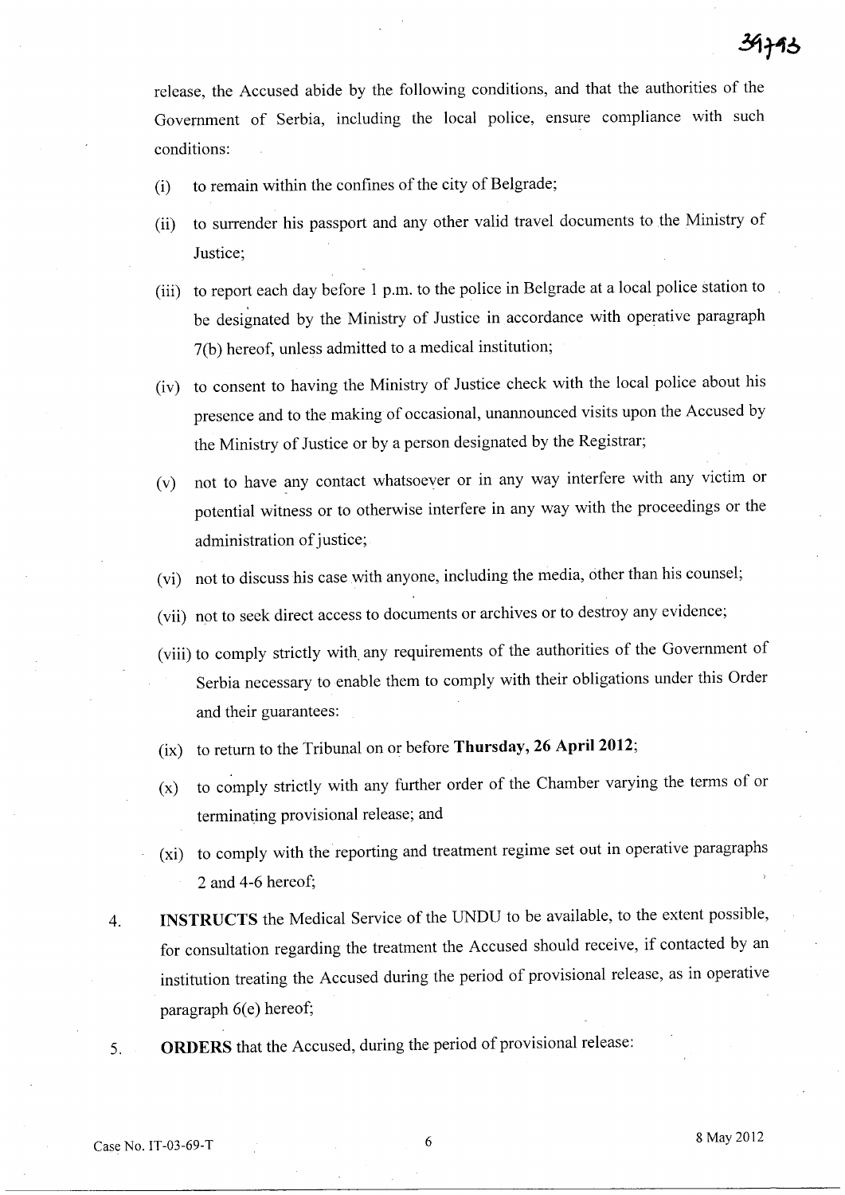release, the Accused abide by the following conditions, and that the authorities of the Government of Serbia, including the local police, ensure compliance with such conditions:

(i) to remain within the confines of the city of Belgrade;

(ii) to surrender his passport and any other valid travel documents to the Ministry of Justice;

(iii) to report each day before 1 p.m. to the police in Belgrade at a local police station to be designated by the Ministry of Justice in accordance with operative paragraph 7(b) hereof, unless admitted to a medical institution;

(iv) to consent to having the Ministry of Justice check with the local police about his presence and to the making of occasional, unannounced visits upon the Accused by the Ministry of Justice or by a person designated by the Registrar;

(v) not to have any contact whatsoever or in any way interfere with any victim or potential witness or to otherwise interfere in any way with the proceedings or the administration of justice;

(vi) not to discuss his case with anyone, including the media, other than his counsel;

(vii) not to seek direct access to documents or archives or to destroy any evidence;

(viii) to comply strictly with any requirements of the authorities of the Government of Serbia necessary to enable them to comply with their obligations under this Order and their guarantees:

(ix) to return to the Tribunal on or before **Thursday, 26 April 2012**;

(x) to comply strictly with any further order of the Chamber varying the terms of or terminating provisional release; and

(xi) to comply with the reporting and treatment regime set out in operative paragraphs 2 and 4-6 hereof;

4. **INSTRUCTS** the Medical Service of the UNDU to be available, to the extent possible, for consultation regarding the treatment the Accused should receive, if contacted by an institution treating the Accused during the period of provisional release, as in operative paragraph 6(e) hereof;

5. **ORDERS** that the Accused, during the period of provisional release: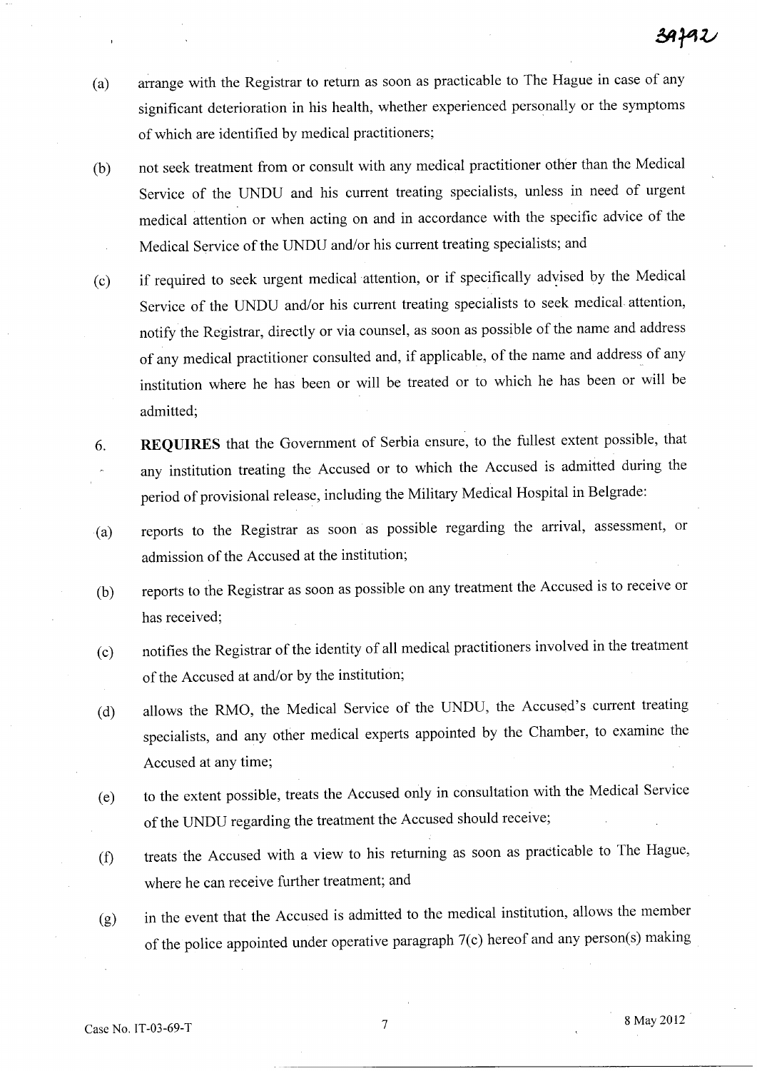(a) arrange with the Registrar to return as soon as practicable to The Hague in case of any significant deterioration in his health, whether experienced personally or the symptoms of which are identified by medical practitioners;

(b) not seek treatment from or consult with any medical practitioner other than the Medical Service of the UNDU and his current treating specialists, unless in need of urgent medical attention or when acting on and in accordance with the specific advice of the Medical Service of the UNDU and/or his current treating specialists; and

(c) if required to seek urgent medical attention, or if specifically advised by the Medical Service of the UNDU and/or his current treating specialists to seek medical attention, notify the Registrar, directly or via counsel, as soon as possible of the name and address of any medical practitioner consulted and, if applicable, of the name and address of any institution where he has been or will be treated or to which he has been or will be admitted;

6. **REQUIRES** that the Government of Serbia ensure, to the fullest extent possible, that any institution treating the Accused or to which the Accused is admitted during the period of provisional release, including the Military Medical Hospital in Belgrade:

(a) reports to the Registrar as soon as possible regarding the arrival, assessment, or admission of the Accused at the institution;

(b) reports to the Registrar as soon as possible on any treatment the Accused is to receive or has received;

(c) notifies the Registrar of the identity of all medical practitioners involved in the treatment of the Accused at and/or by the institution;

(d) allows the RMO, the Medical Service of the UNDU, the Accused's current treating specialists, and any other medical experts appointed by the Chamber, to examine the Accused at any time;

(e) to the extent possible, treats the Accused only in consultation with the Medical Service of the UNDU regarding the treatment the Accused should receive;

(f) treats the Accused with a view to his returning as soon as practicable to The Hague, where he can receive further treatment; and

(g) in the event that the Accused is admitted to the medical institution, allows the member of the police appointed under operative paragraph 7(c) hereof and any person(s) making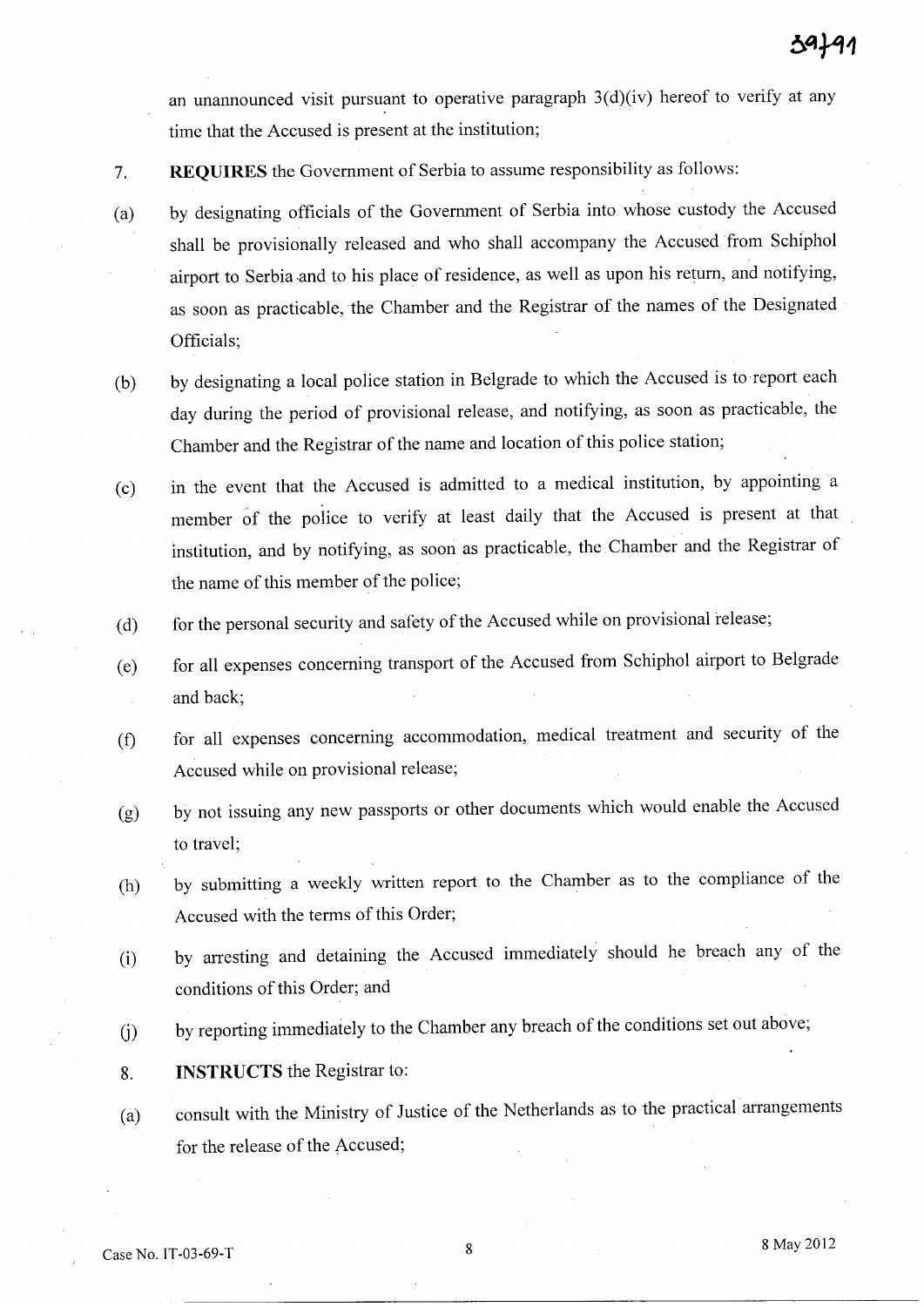an unannounced visit pursuant to operative paragraph 3(d)(iv) hereof to verify at any time that the Accused is present at the institution;

7. **REQUIRES** the Government of Serbia to assume responsibility as follows:

(a) by designating officials of the Government of Serbia into whose custody the Accused shall be provisionally released and who shall accompany the Accused from Schiphol airport to Serbia and to his place of residence, as well as upon his return, and notifying, as soon as practicable, the Chamber and the Registrar of the names of the Designated Officials;

(b) by designating a local police station in Belgrade to which the Accused is to report each day during the period of provisional release, and notifying, as soon as practicable, the Chamber and the Registrar of the name and location of this police station;

(c) in the event that the Accused is admitted to a medical institution, by appointing a member of the police to verify at least daily that the Accused is present at that institution, and by notifying, as soon as practicable, the Chamber and the Registrar of the name of this member of the police;

(d) for the personal security and safety of the Accused while on provisional release;

(e) for all expenses concerning transport of the Accused from Schiphol airport to Belgrade and back;

(f) for all expenses concerning accommodation, medical treatment and security of the Accused while on provisional release;

(g) by not issuing any new passports or other documents which would enable the Accused to travel;

(h) by submitting a weekly written report to the Chamber as to the compliance of the Accused with the terms of this Order;

(i) by arresting and detaining the Accused immediately should he breach any of the conditions of this Order; and

(j) by reporting immediately to the Chamber any breach of the conditions set out above;

8. **INSTRUCTS** the Registrar to:

(a) consult with the Ministry of Justice of the Netherlands as to the practical arrangements for the release of the Accused;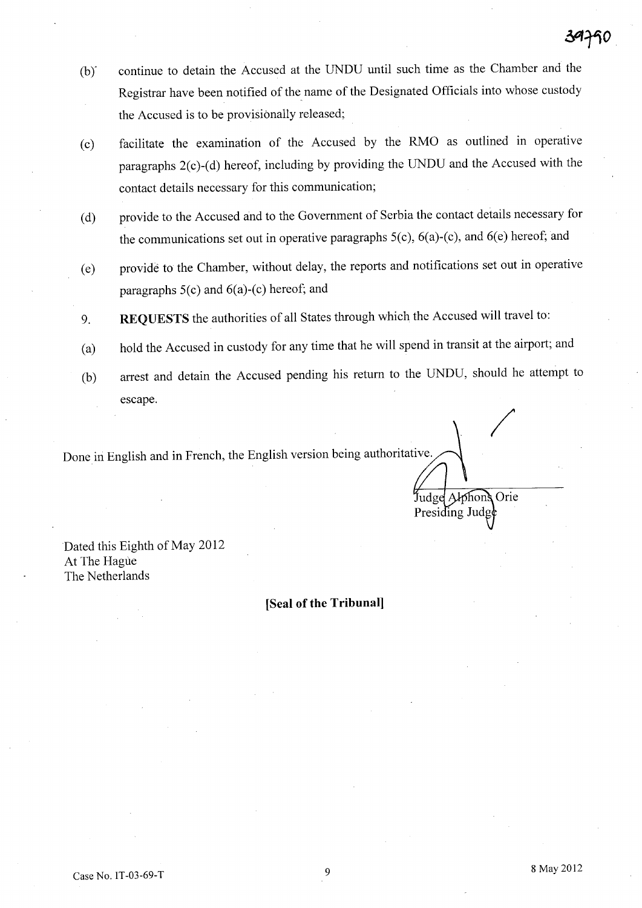(b) continue to detain the Accused at the UNDU until such time as the Chamber and the Registrar have been notified of the name of the Designated Officials into whose custody the Accused is to be provisionally released;

(c) facilitate the examination of the Accused by the RMO as outlined in operative paragraphs 2(c)-(d) hereof, including by providing the UNDU and the Accused with the contact details necessary for this communication;

(d) provide to the Accused and to the Government of Serbia the contact details necessary for the communications set out in operative paragraphs 5(c), 6(a)-(c), and 6(e) hereof; and

(e) provide to the Chamber, without delay, the reports and notifications set out in operative paragraphs 5(c) and 6(a)-(c) hereof; and

9. **REQUESTS** the authorities of all States through which the Accused will travel to:

(a) hold the Accused in custody for any time that he will spend in transit at the airport; and

(b) arrest and detain the Accused pending his return to the UNDU, should he attempt to escape.

Done in English and in French, the English version being authoritative.

Judge Alphons Orie
Presiding Judge

Dated this Eighth of May 2012
At The Hague
The Netherlands

**[Seal of the Tribunal]**